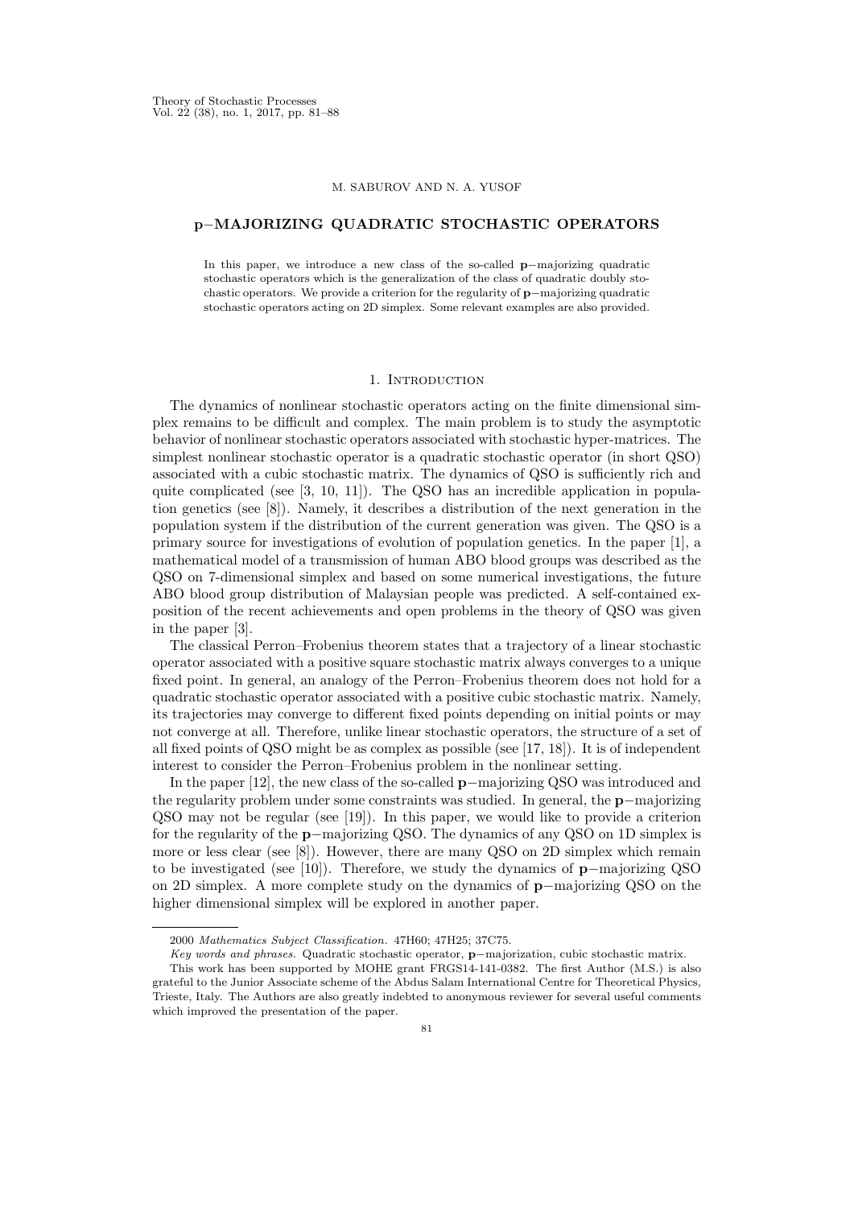M. SABUROV AND N. A. YUSOF

# $\mathbf{p}-$MAJORIZING QUADRATIC STOCHASTIC OPERATORS

In this paper, we introduce a new class of the so-called $\mathbf{p}-$majorizing quadratic stochastic operators which is the generalization of the class of quadratic doubly stochastic operators. We provide a criterion for the regularity of $\mathbf{p}-$majorizing quadratic stochastic operators acting on 2D simplex. Some relevant examples are also provided.

## 1. Introduction

The dynamics of nonlinear stochastic operators acting on the finite dimensional simplex remains to be difficult and complex. The main problem is to study the asymptotic behavior of nonlinear stochastic operators associated with stochastic hyper-matrices. The simplest nonlinear stochastic operator is a quadratic stochastic operator (in short QSO) associated with a cubic stochastic matrix. The dynamics of QSO is sufficiently rich and quite complicated (see [3, 10, 11]). The QSO has an incredible application in population genetics (see [8]). Namely, it describes a distribution of the next generation in the population system if the distribution of the current generation was given. The QSO is a primary source for investigations of evolution of population genetics. In the paper [1], a mathematical model of a transmission of human ABO blood groups was described as the QSO on 7-dimensional simplex and based on some numerical investigations, the future ABO blood group distribution of Malaysian people was predicted. A self-contained exposition of the recent achievements and open problems in the theory of QSO was given in the paper [3].

The classical Perron–Frobenius theorem states that a trajectory of a linear stochastic operator associated with a positive square stochastic matrix always converges to a unique fixed point. In general, an analogy of the Perron–Frobenius theorem does not hold for a quadratic stochastic operator associated with a positive cubic stochastic matrix. Namely, its trajectories may converge to different fixed points depending on initial points or may not converge at all. Therefore, unlike linear stochastic operators, the structure of a set of all fixed points of QSO might be as complex as possible (see [17, 18]). It is of independent interest to consider the Perron–Frobenius problem in the nonlinear setting.

In the paper [12], the new class of the so-called $\mathbf{p}-$majorizing QSO was introduced and the regularity problem under some constraints was studied. In general, the $\mathbf{p}-$majorizing QSO may not be regular (see [19]). In this paper, we would like to provide a criterion for the regularity of the $\mathbf{p}-$majorizing QSO. The dynamics of any QSO on 1D simplex is more or less clear (see [8]). However, there are many QSO on 2D simplex which remain to be investigated (see [10]). Therefore, we study the dynamics of $\mathbf{p}-$majorizing QSO on 2D simplex. A more complete study on the dynamics of $\mathbf{p}-$majorizing QSO on the higher dimensional simplex will be explored in another paper.

---

2000 *Mathematics Subject Classification.* 47H60; 47H25; 37C75.

*Key words and phrases.* Quadratic stochastic operator, $\mathbf{p}-$majorization, cubic stochastic matrix.

This work has been supported by MOHE grant FRGS14-141-0382. The first Author (M.S.) is also grateful to the Junior Associate scheme of the Abdus Salam International Centre for Theoretical Physics, Trieste, Italy. The Authors are also greatly indebted to anonymous reviewer for several useful comments which improved the presentation of the paper.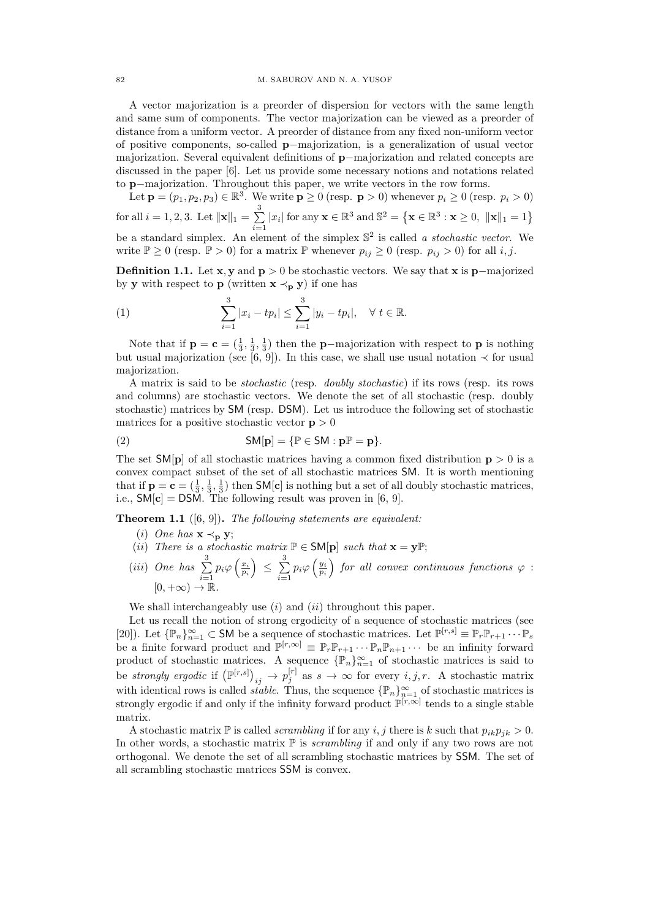A vector majorization is a preorder of dispersion for vectors with the same length and same sum of components. The vector majorization can be viewed as a preorder of distance from a uniform vector. A preorder of distance from any fixed non-uniform vector of positive components, so-called $\mathbf{p}-$majorization, is a generalization of usual vector majorization. Several equivalent definitions of $\mathbf{p}-$majorization and related concepts are discussed in the paper [6]. Let us provide some necessary notions and notations related to $\mathbf{p}-$majorization. Throughout this paper, we write vectors in the row forms.

Let $\mathbf{p} = (p_1, p_2, p_3) \in \mathbb{R}^3$. We write $\mathbf{p} \geq 0$ (resp. $\mathbf{p} > 0$) whenever $p_i \geq 0$ (resp. $p_i > 0$) for all $i = 1, 2, 3$. Let $\|\mathbf{x}\|_1 = \sum_{i=1}^{3} |x_i|$ for any $\mathbf{x} \in \mathbb{R}^3$ and $\mathbb{S}^2 = \left\{\mathbf{x} \in \mathbb{R}^3 : \mathbf{x} \geq 0, \ \|\mathbf{x}\|_1 = 1\right\}$ be a standard simplex. An element of the simplex $\mathbb{S}^2$ is called *a stochastic vector*. We write $\mathbb{P} \geq 0$ (resp. $\mathbb{P} > 0$) for a matrix $\mathbb{P}$ whenever $p_{ij} \geq 0$ (resp. $p_{ij} > 0$) for all $i, j$.

**Definition 1.1.** Let $\mathbf{x}, \mathbf{y}$ and $\mathbf{p} > 0$ be stochastic vectors. We say that $\mathbf{x}$ is $\mathbf{p}-$majorized by $\mathbf{y}$ with respect to $\mathbf{p}$ (written $\mathbf{x} \prec_{\mathbf{p}} \mathbf{y}$) if one has

$$\sum_{i=1}^{3} |x_i - tp_i| \leq \sum_{i=1}^{3} |y_i - tp_i|, \quad \forall \ t \in \mathbb{R}. \tag{1}$$

Note that if $\mathbf{p} = \mathbf{c} = (\frac{1}{3}, \frac{1}{3}, \frac{1}{3})$ then the $\mathbf{p}-$majorization with respect to $\mathbf{p}$ is nothing but usual majorization (see [6, 9]). In this case, we shall use usual notation $\prec$ for usual majorization.

A matrix is said to be *stochastic* (resp. *doubly stochastic*) if its rows (resp. its rows and columns) are stochastic vectors. We denote the set of all stochastic (resp. doubly stochastic) matrices by $\mathsf{SM}$ (resp. $\mathsf{DSM}$). Let us introduce the following set of stochastic matrices for a positive stochastic vector $\mathbf{p} > 0$

$$\mathsf{SM}[\mathbf{p}] = \{\mathbb{P} \in \mathsf{SM} : \mathbf{p}\mathbb{P} = \mathbf{p}\}. \tag{2}$$

The set $\mathsf{SM}[\mathbf{p}]$ of all stochastic matrices having a common fixed distribution $\mathbf{p} > 0$ is a convex compact subset of the set of all stochastic matrices $\mathsf{SM}$. It is worth mentioning that if $\mathbf{p} = \mathbf{c} = (\frac{1}{3}, \frac{1}{3}, \frac{1}{3})$ then $\mathsf{SM}[\mathbf{c}]$ is nothing but a set of all doubly stochastic matrices, i.e., $\mathsf{SM}[\mathbf{c}] = \mathsf{DSM}$. The following result was proven in [6, 9].

**Theorem 1.1** ([6, 9])**.** *The following statements are equivalent:*

(*i*) *One has* $\mathbf{x} \prec_{\mathbf{p}} \mathbf{y}$;

(*ii*) *There is a stochastic matrix* $\mathbb{P} \in \mathsf{SM}[\mathbf{p}]$ *such that* $\mathbf{x} = \mathbf{y}\mathbb{P}$;

(*iii*) *One has* $\sum_{i=1}^{3} p_i \varphi\left(\frac{x_i}{p_i}\right) \leq \sum_{i=1}^{3} p_i \varphi\left(\frac{y_i}{p_i}\right)$ *for all convex continuous functions* $\varphi : [0, +\infty) \to \mathbb{R}$.

We shall interchangeably use (*i*) and (*ii*) throughout this paper.

Let us recall the notion of strong ergodicity of a sequence of stochastic matrices (see [20]). Let $\{\mathbb{P}_n\}_{n=1}^{\infty} \subset \mathsf{SM}$ be a sequence of stochastic matrices. Let $\mathbb{P}^{[r,s]} \equiv \mathbb{P}_r\mathbb{P}_{r+1}\cdots\mathbb{P}_s$ be a finite forward product and $\mathbb{P}^{[r,\infty]} \equiv \mathbb{P}_r\mathbb{P}_{r+1}\cdots\mathbb{P}_n\mathbb{P}_{n+1}\cdots$ be an infinity forward product of stochastic matrices. A sequence $\{\mathbb{P}_n\}_{n=1}^{\infty}$ of stochastic matrices is said to be *strongly ergodic* if $\left(\mathbb{P}^{[r,s]}\right)_{ij} \to p_j^{[r]}$ as $s \to \infty$ for every $i, j, r$. A stochastic matrix with identical rows is called *stable*. Thus, the sequence $\{\mathbb{P}_n\}_{n=1}^{\infty}$ of stochastic matrices is strongly ergodic if and only if the infinity forward product $\mathbb{P}^{[r,\infty]}$ tends to a single stable matrix.

A stochastic matrix $\mathbb{P}$ is called *scrambling* if for any $i, j$ there is $k$ such that $p_{ik}p_{jk} > 0$. In other words, a stochastic matrix $\mathbb{P}$ is *scrambling* if and only if any two rows are not orthogonal. We denote the set of all scrambling stochastic matrices by $\mathsf{SSM}$. The set of all scrambling stochastic matrices $\mathsf{SSM}$ is convex.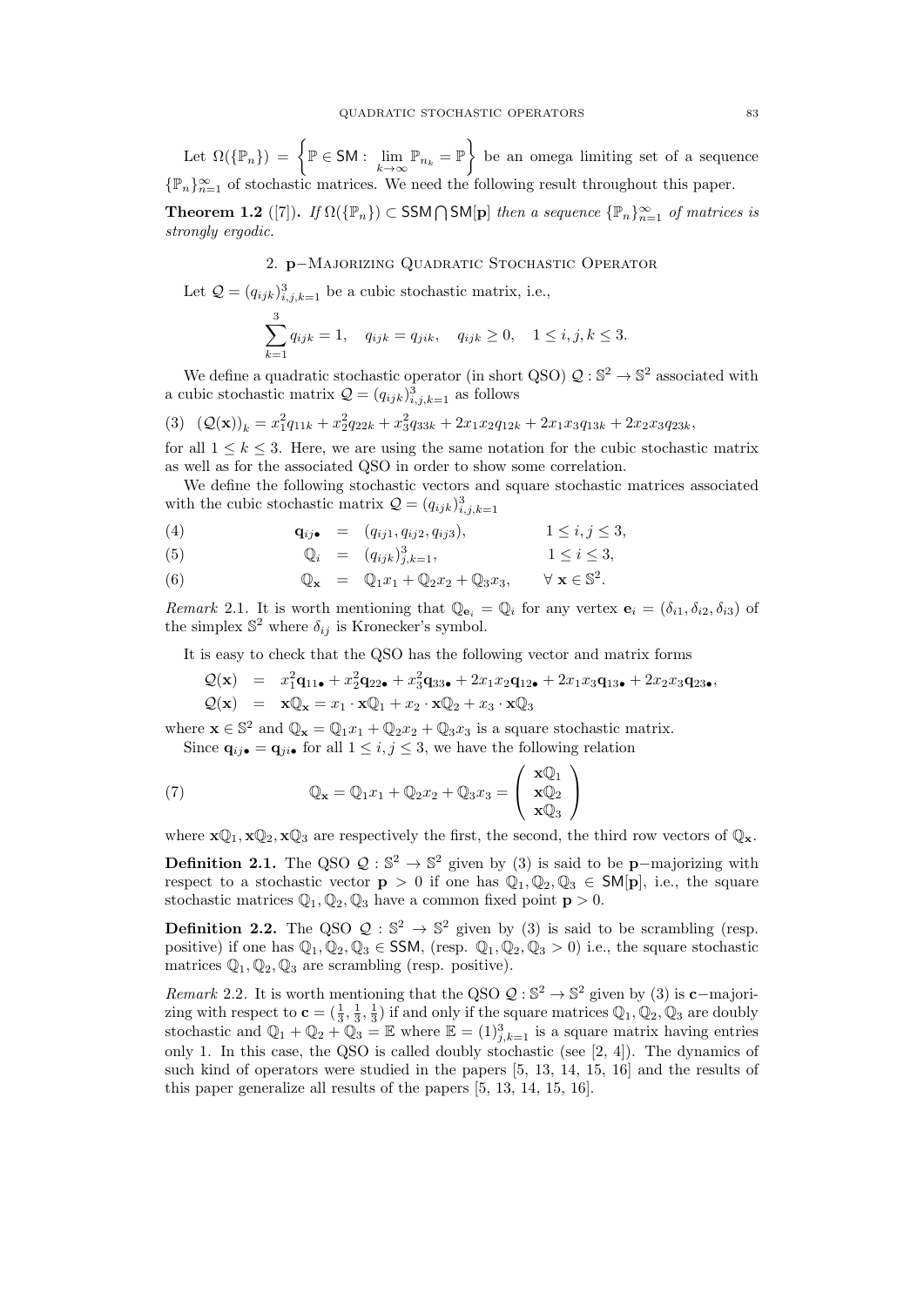Let $\Omega(\{\mathbb{P}_n\}) = \left\{\mathbb{P} \in \mathsf{SM} : \lim_{k\to\infty} \mathbb{P}_{n_k} = \mathbb{P}\right\}$ be an omega limiting set of a sequence $\{\mathbb{P}_n\}_{n=1}^{\infty}$ of stochastic matrices. We need the following result throughout this paper.

**Theorem 1.2** ([7])**.** *If $\Omega(\{\mathbb{P}_n\}) \subset \mathsf{SSM} \bigcap \mathsf{SM}[\mathbf{p}]$ then a sequence $\{\mathbb{P}_n\}_{n=1}^{\infty}$ of matrices is strongly ergodic.*

## 2. p−Majorizing Quadratic Stochastic Operator

Let $\mathcal{Q} = (q_{ijk})_{i,j,k=1}^{3}$ be a cubic stochastic matrix, i.e.,

$$\sum_{k=1}^{3} q_{ijk} = 1, \quad q_{ijk} = q_{jik}, \quad q_{ijk} \geq 0, \quad 1 \leq i,j,k \leq 3.$$

We define a quadratic stochastic operator (in short QSO) $\mathcal{Q} : \mathbb{S}^2 \to \mathbb{S}^2$ associated with a cubic stochastic matrix $\mathcal{Q} = (q_{ijk})_{i,j,k=1}^{3}$ as follows

$$(3) \quad (\mathcal{Q}(\mathbf{x}))_k = x_1^2 q_{11k} + x_2^2 q_{22k} + x_3^2 q_{33k} + 2x_1x_2q_{12k} + 2x_1x_3q_{13k} + 2x_2x_3q_{23k},$$

for all $1 \leq k \leq 3$. Here, we are using the same notation for the cubic stochastic matrix as well as for the associated QSO in order to show some correlation.

We define the following stochastic vectors and square stochastic matrices associated with the cubic stochastic matrix $\mathcal{Q} = (q_{ijk})_{i,j,k=1}^{3}$

$$(4) \qquad \mathbf{q}_{ij\bullet} = (q_{ij1}, q_{ij2}, q_{ij3}), \qquad 1 \leq i,j \leq 3,$$

$$(5) \qquad \mathbb{Q}_i = (q_{ijk})_{j,k=1}^{3}, \qquad 1 \leq i \leq 3,$$

$$(6) \qquad \mathbb{Q}_{\mathbf{x}} = \mathbb{Q}_1 x_1 + \mathbb{Q}_2 x_2 + \mathbb{Q}_3 x_3, \qquad \forall\, \mathbf{x} \in \mathbb{S}^2.$$

*Remark* 2.1. It is worth mentioning that $\mathbb{Q}_{\mathbf{e}_i} = \mathbb{Q}_i$ for any vertex $\mathbf{e}_i = (\delta_{i1}, \delta_{i2}, \delta_{i3})$ of the simplex $\mathbb{S}^2$ where $\delta_{ij}$ is Kronecker's symbol.

It is easy to check that the QSO has the following vector and matrix forms

$$\mathcal{Q}(\mathbf{x}) = x_1^2 \mathbf{q}_{11\bullet} + x_2^2 \mathbf{q}_{22\bullet} + x_3^2 \mathbf{q}_{33\bullet} + 2x_1x_2\mathbf{q}_{12\bullet} + 2x_1x_3\mathbf{q}_{13\bullet} + 2x_2x_3\mathbf{q}_{23\bullet},$$

$$\mathcal{Q}(\mathbf{x}) = \mathbf{x}\mathbb{Q}_{\mathbf{x}} = x_1 \cdot \mathbf{x}\mathbb{Q}_1 + x_2 \cdot \mathbf{x}\mathbb{Q}_2 + x_3 \cdot \mathbf{x}\mathbb{Q}_3$$

where $\mathbf{x} \in \mathbb{S}^2$ and $\mathbb{Q}_{\mathbf{x}} = \mathbb{Q}_1 x_1 + \mathbb{Q}_2 x_2 + \mathbb{Q}_3 x_3$ is a square stochastic matrix.

Since $\mathbf{q}_{ij\bullet} = \mathbf{q}_{ji\bullet}$ for all $1 \leq i,j \leq 3$, we have the following relation

$$(7) \qquad \mathbb{Q}_{\mathbf{x}} = \mathbb{Q}_1 x_1 + \mathbb{Q}_2 x_2 + \mathbb{Q}_3 x_3 = \begin{pmatrix} \mathbf{x}\mathbb{Q}_1 \\ \mathbf{x}\mathbb{Q}_2 \\ \mathbf{x}\mathbb{Q}_3 \end{pmatrix}$$

where $\mathbf{x}\mathbb{Q}_1, \mathbf{x}\mathbb{Q}_2, \mathbf{x}\mathbb{Q}_3$ are respectively the first, the second, the third row vectors of $\mathbb{Q}_{\mathbf{x}}$.

**Definition 2.1.** The QSO $\mathcal{Q} : \mathbb{S}^2 \to \mathbb{S}^2$ given by (3) is said to be $\mathbf{p}$−majorizing with respect to a stochastic vector $\mathbf{p} > 0$ if one has $\mathbb{Q}_1, \mathbb{Q}_2, \mathbb{Q}_3 \in \mathsf{SM}[\mathbf{p}]$, i.e., the square stochastic matrices $\mathbb{Q}_1, \mathbb{Q}_2, \mathbb{Q}_3$ have a common fixed point $\mathbf{p} > 0$.

**Definition 2.2.** The QSO $\mathcal{Q} : \mathbb{S}^2 \to \mathbb{S}^2$ given by (3) is said to be scrambling (resp. positive) if one has $\mathbb{Q}_1, \mathbb{Q}_2, \mathbb{Q}_3 \in \mathsf{SSM}$, (resp. $\mathbb{Q}_1, \mathbb{Q}_2, \mathbb{Q}_3 > 0$) i.e., the square stochastic matrices $\mathbb{Q}_1, \mathbb{Q}_2, \mathbb{Q}_3$ are scrambling (resp. positive).

*Remark* 2.2. It is worth mentioning that the QSO $\mathcal{Q} : \mathbb{S}^2 \to \mathbb{S}^2$ given by (3) is $\mathbf{c}$−majorizing with respect to $\mathbf{c} = (\frac{1}{3}, \frac{1}{3}, \frac{1}{3})$ if and only if the square matrices $\mathbb{Q}_1, \mathbb{Q}_2, \mathbb{Q}_3$ are doubly stochastic and $\mathbb{Q}_1 + \mathbb{Q}_2 + \mathbb{Q}_3 = \mathbb{E}$ where $\mathbb{E} = (1)_{j,k=1}^{3}$ is a square matrix having entries only 1. In this case, the QSO is called doubly stochastic (see [2, 4]). The dynamics of such kind of operators were studied in the papers [5, 13, 14, 15, 16] and the results of this paper generalize all results of the papers [5, 13, 14, 15, 16].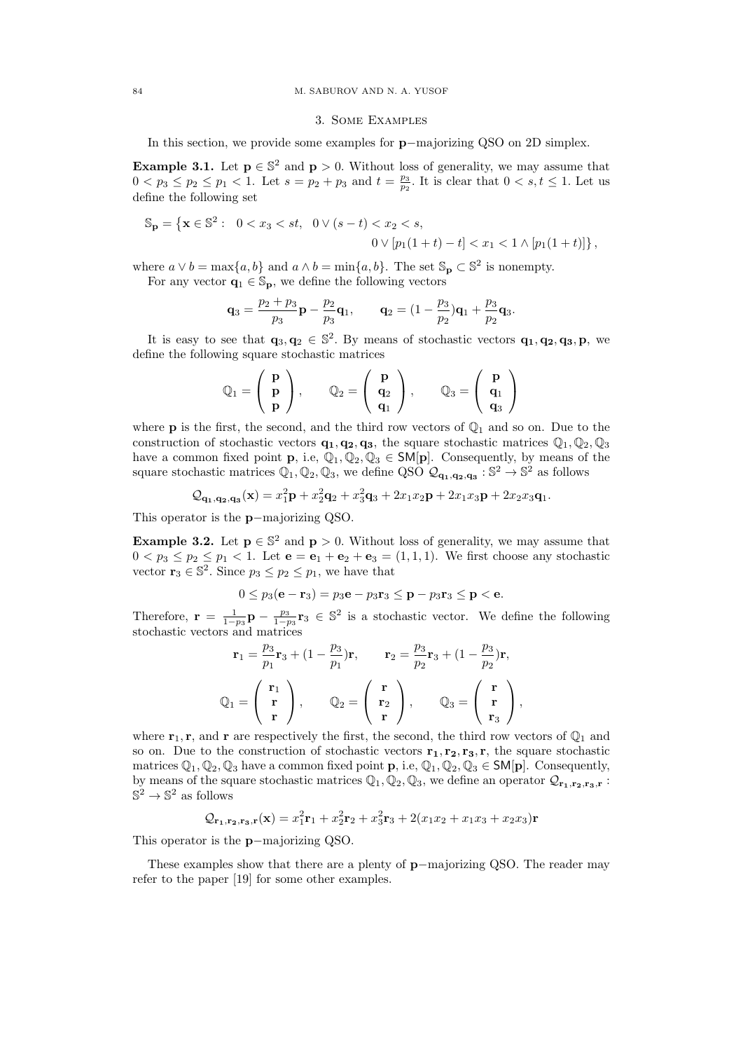## 3. Some Examples

In this section, we provide some examples for $\mathbf{p}-$majorizing QSO on 2D simplex.

**Example 3.1.** Let $\mathbf{p} \in \mathbb{S}^2$ and $\mathbf{p} > 0$. Without loss of generality, we may assume that $0 < p_3 \leq p_2 \leq p_1 < 1$. Let $s = p_2 + p_3$ and $t = \frac{p_3}{p_2}$. It is clear that $0 < s, t \leq 1$. Let us define the following set

$$\mathbb{S}_{\mathbf{p}} = \big\{\mathbf{x} \in \mathbb{S}^2: \ \ 0 < x_3 < st, \ \ 0 \vee (s-t) < x_2 < s, \\ 0 \vee [p_1(1+t) - t] < x_1 < 1 \wedge [p_1(1+t)]\big\},$$

where $a \vee b = \max\{a, b\}$ and $a \wedge b = \min\{a, b\}$. The set $\mathbb{S}_{\mathbf{p}} \subset \mathbb{S}^2$ is nonempty.

For any vector $\mathbf{q}_1 \in \mathbb{S}_{\mathbf{p}}$, we define the following vectors

$$\mathbf{q}_3 = \frac{p_2 + p_3}{p_3}\mathbf{p} - \frac{p_2}{p_3}\mathbf{q}_1, \qquad \mathbf{q}_2 = (1 - \frac{p_3}{p_2})\mathbf{q}_1 + \frac{p_3}{p_2}\mathbf{q}_3.$$

It is easy to see that $\mathbf{q}_3, \mathbf{q}_2 \in \mathbb{S}^2$. By means of stochastic vectors $\mathbf{q_1}, \mathbf{q_2}, \mathbf{q_3}, \mathbf{p}$, we define the following square stochastic matrices

$$\mathbb{Q}_1 = \begin{pmatrix} \mathbf{p} \\ \mathbf{p} \\ \mathbf{p} \end{pmatrix}, \qquad \mathbb{Q}_2 = \begin{pmatrix} \mathbf{p} \\ \mathbf{q}_2 \\ \mathbf{q}_1 \end{pmatrix}, \qquad \mathbb{Q}_3 = \begin{pmatrix} \mathbf{p} \\ \mathbf{q}_1 \\ \mathbf{q}_3 \end{pmatrix}$$

where $\mathbf{p}$ is the first, the second, and the third row vectors of $\mathbb{Q}_1$ and so on. Due to the construction of stochastic vectors $\mathbf{q_1}, \mathbf{q_2}, \mathbf{q_3}$, the square stochastic matrices $\mathbb{Q}_1, \mathbb{Q}_2, \mathbb{Q}_3$ have a common fixed point $\mathbf{p}$, i.e, $\mathbb{Q}_1, \mathbb{Q}_2, \mathbb{Q}_3 \in \mathsf{SM}[\mathbf{p}]$. Consequently, by means of the square stochastic matrices $\mathbb{Q}_1, \mathbb{Q}_2, \mathbb{Q}_3$, we define QSO $\mathcal{Q}_{\mathbf{q_1}, \mathbf{q_2}, \mathbf{q_3}} : \mathbb{S}^2 \to \mathbb{S}^2$ as follows

$$\mathcal{Q}_{\mathbf{q_1}, \mathbf{q_2}, \mathbf{q_3}}(\mathbf{x}) = x_1^2\mathbf{p} + x_2^2\mathbf{q}_2 + x_3^2\mathbf{q}_3 + 2x_1x_2\mathbf{p} + 2x_1x_3\mathbf{p} + 2x_2x_3\mathbf{q}_1.$$

This operator is the $\mathbf{p}-$majorizing QSO.

**Example 3.2.** Let $\mathbf{p} \in \mathbb{S}^2$ and $\mathbf{p} > 0$. Without loss of generality, we may assume that $0 < p_3 \leq p_2 \leq p_1 < 1$. Let $\mathbf{e} = \mathbf{e}_1 + \mathbf{e}_2 + \mathbf{e}_3 = (1, 1, 1)$. We first choose any stochastic vector $\mathbf{r}_3 \in \mathbb{S}^2$. Since $p_3 \leq p_2 \leq p_1$, we have that

$$0 \leq p_3(\mathbf{e} - \mathbf{r}_3) = p_3\mathbf{e} - p_3\mathbf{r}_3 \leq \mathbf{p} - p_3\mathbf{r}_3 \leq \mathbf{p} < \mathbf{e}.$$

Therefore, $\mathbf{r} = \frac{1}{1-p_3}\mathbf{p} - \frac{p_3}{1-p_3}\mathbf{r}_3 \in \mathbb{S}^2$ is a stochastic vector. We define the following stochastic vectors and matrices

$$\mathbf{r}_1 = \frac{p_3}{p_1}\mathbf{r}_3 + (1 - \frac{p_3}{p_1})\mathbf{r}, \qquad \mathbf{r}_2 = \frac{p_3}{p_2}\mathbf{r}_3 + (1 - \frac{p_3}{p_2})\mathbf{r},$$

$$\mathbb{Q}_1 = \begin{pmatrix} \mathbf{r}_1 \\ \mathbf{r} \\ \mathbf{r} \end{pmatrix}, \qquad \mathbb{Q}_2 = \begin{pmatrix} \mathbf{r} \\ \mathbf{r}_2 \\ \mathbf{r} \end{pmatrix}, \qquad \mathbb{Q}_3 = \begin{pmatrix} \mathbf{r} \\ \mathbf{r} \\ \mathbf{r}_3 \end{pmatrix},$$

where $\mathbf{r}_1, \mathbf{r}$, and $\mathbf{r}$ are respectively the first, the second, the third row vectors of $\mathbb{Q}_1$ and so on. Due to the construction of stochastic vectors $\mathbf{r_1}, \mathbf{r_2}, \mathbf{r_3}, \mathbf{r}$, the square stochastic matrices $\mathbb{Q}_1, \mathbb{Q}_2, \mathbb{Q}_3$ have a common fixed point $\mathbf{p}$, i.e, $\mathbb{Q}_1, \mathbb{Q}_2, \mathbb{Q}_3 \in \mathsf{SM}[\mathbf{p}]$. Consequently, by means of the square stochastic matrices $\mathbb{Q}_1, \mathbb{Q}_2, \mathbb{Q}_3$, we define an operator $\mathcal{Q}_{\mathbf{r_1}, \mathbf{r_2}, \mathbf{r_3}, \mathbf{r}} : \mathbb{S}^2 \to \mathbb{S}^2$ as follows

$$\mathcal{Q}_{\mathbf{r_1}, \mathbf{r_2}, \mathbf{r_3}, \mathbf{r}}(\mathbf{x}) = x_1^2\mathbf{r}_1 + x_2^2\mathbf{r}_2 + x_3^2\mathbf{r}_3 + 2(x_1x_2 + x_1x_3 + x_2x_3)\mathbf{r}$$

This operator is the $\mathbf{p}-$majorizing QSO.

These examples show that there are a plenty of $\mathbf{p}-$majorizing QSO. The reader may refer to the paper [19] for some other examples.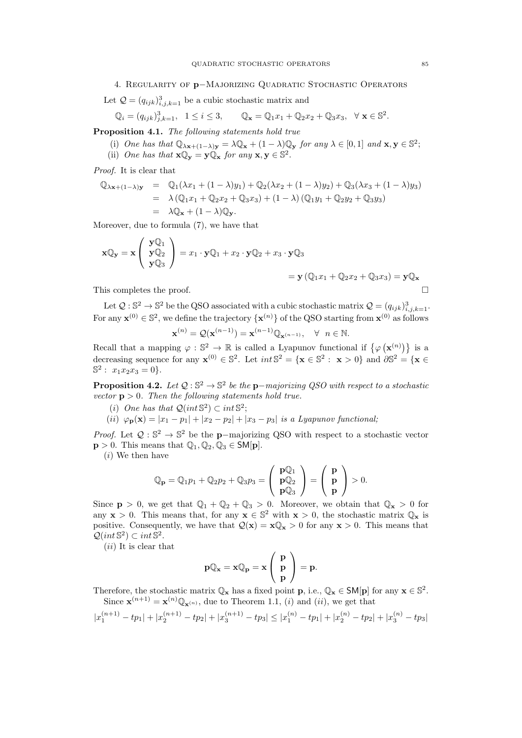## 4. Regularity of $\mathbf{p}$−Majorizing Quadratic Stochastic Operators

Let $\mathcal{Q} = (q_{ijk})_{i,j,k=1}^3$ be a cubic stochastic matrix and

$$\mathbb{Q}_i = (q_{ijk})_{j,k=1}^3, \quad 1 \leq i \leq 3, \qquad \mathbb{Q}_{\mathbf{x}} = \mathbb{Q}_1 x_1 + \mathbb{Q}_2 x_2 + \mathbb{Q}_3 x_3, \quad \forall\ \mathbf{x} \in \mathbb{S}^2.$$

**Proposition 4.1.** *The following statements hold true*

(i) *One has that* $\mathbb{Q}_{\lambda\mathbf{x}+(1-\lambda)\mathbf{y}} = \lambda\mathbb{Q}_{\mathbf{x}} + (1-\lambda)\mathbb{Q}_{\mathbf{y}}$ *for any* $\lambda \in [0, 1]$ *and* $\mathbf{x}, \mathbf{y} \in \mathbb{S}^2$;

(ii) *One has that* $\mathbf{x}\mathbb{Q}_{\mathbf{y}} = \mathbf{y}\mathbb{Q}_{\mathbf{x}}$ *for any* $\mathbf{x}, \mathbf{y} \in \mathbb{S}^2$.

*Proof.* It is clear that

$$\begin{aligned}
\mathbb{Q}_{\lambda\mathbf{x}+(1-\lambda)\mathbf{y}} &= \mathbb{Q}_1(\lambda x_1 + (1-\lambda)y_1) + \mathbb{Q}_2(\lambda x_2 + (1-\lambda)y_2) + \mathbb{Q}_3(\lambda x_3 + (1-\lambda)y_3) \\
&= \lambda\left(\mathbb{Q}_1 x_1 + \mathbb{Q}_2 x_2 + \mathbb{Q}_3 x_3\right) + (1-\lambda)\left(\mathbb{Q}_1 y_1 + \mathbb{Q}_2 y_2 + \mathbb{Q}_3 y_3\right) \\
&= \lambda\mathbb{Q}_{\mathbf{x}} + (1-\lambda)\mathbb{Q}_{\mathbf{y}}.
\end{aligned}$$

Moreover, due to formula (7), we have that

$$\mathbf{x}\mathbb{Q}_{\mathbf{y}} = \mathbf{x}\begin{pmatrix} \mathbf{y}\mathbb{Q}_1 \\ \mathbf{y}\mathbb{Q}_2 \\ \mathbf{y}\mathbb{Q}_3 \end{pmatrix} = x_1 \cdot \mathbf{y}\mathbb{Q}_1 + x_2 \cdot \mathbf{y}\mathbb{Q}_2 + x_3 \cdot \mathbf{y}\mathbb{Q}_3$$

$$= \mathbf{y}\left(\mathbb{Q}_1 x_1 + \mathbb{Q}_2 x_2 + \mathbb{Q}_3 x_3\right) = \mathbf{y}\mathbb{Q}_{\mathbf{x}}$$

This completes the proof. $\square$

Let $\mathcal{Q} : \mathbb{S}^2 \to \mathbb{S}^2$ be the QSO associated with a cubic stochastic matrix $\mathcal{Q} = (q_{ijk})_{i,j,k=1}^3$. For any $\mathbf{x}^{(0)} \in \mathbb{S}^2$, we define the trajectory $\{\mathbf{x}^{(n)}\}$ of the QSO starting from $\mathbf{x}^{(0)}$ as follows

$$\mathbf{x}^{(n)} = \mathcal{Q}(\mathbf{x}^{(n-1)}) = \mathbf{x}^{(n-1)}\mathbb{Q}_{\mathbf{x}^{(n-1)}}, \quad \forall\ \ n \in \mathbb{N}.$$

Recall that a mapping $\varphi : \mathbb{S}^2 \to \mathbb{R}$ is called a Lyapunov functional if $\left\{\varphi\left(\mathbf{x}^{(n)}\right)\right\}$ is a decreasing sequence for any $\mathbf{x}^{(0)} \in \mathbb{S}^2$. Let $int\,\mathbb{S}^2 = \{\mathbf{x} \in \mathbb{S}^2 :\ \mathbf{x} > 0\}$ and $\partial\mathbb{S}^2 = \{\mathbf{x} \in \mathbb{S}^2 :\ x_1 x_2 x_3 = 0\}$.

**Proposition 4.2.** *Let* $\mathcal{Q} : \mathbb{S}^2 \to \mathbb{S}^2$ *be the* $\mathbf{p}$−*majorizing QSO with respect to a stochastic vector* $\mathbf{p} > 0$. *Then the following statements hold true.*

$(i)$ *One has that* $\mathcal{Q}(int\,\mathbb{S}^2) \subset int\,\mathbb{S}^2$;

$(ii)$ $\varphi_{\mathbf{p}}(\mathbf{x}) = |x_1 - p_1| + |x_2 - p_2| + |x_3 - p_3|$ *is a Lyapunov functional;*

*Proof.* Let $\mathcal{Q} : \mathbb{S}^2 \to \mathbb{S}^2$ be the $\mathbf{p}$−majorizing QSO with respect to a stochastic vector $\mathbf{p} > 0$. This means that $\mathbb{Q}_1, \mathbb{Q}_2, \mathbb{Q}_3 \in \mathsf{SM}[\mathbf{p}]$.

$(i)$ We then have

$$\mathbb{Q}_{\mathbf{p}} = \mathbb{Q}_1 p_1 + \mathbb{Q}_2 p_2 + \mathbb{Q}_3 p_3 = \begin{pmatrix} \mathbf{p}\mathbb{Q}_1 \\ \mathbf{p}\mathbb{Q}_2 \\ \mathbf{p}\mathbb{Q}_3 \end{pmatrix} = \begin{pmatrix} \mathbf{p} \\ \mathbf{p} \\ \mathbf{p} \end{pmatrix} > 0.$$

Since $\mathbf{p} > 0$, we get that $\mathbb{Q}_1 + \mathbb{Q}_2 + \mathbb{Q}_3 > 0$. Moreover, we obtain that $\mathbb{Q}_{\mathbf{x}} > 0$ for any $\mathbf{x} > 0$. This means that, for any $\mathbf{x} \in \mathbb{S}^2$ with $\mathbf{x} > 0$, the stochastic matrix $\mathbb{Q}_{\mathbf{x}}$ is positive. Consequently, we have that $\mathcal{Q}(\mathbf{x}) = \mathbf{x}\mathbb{Q}_{\mathbf{x}} > 0$ for any $\mathbf{x} > 0$. This means that $\mathcal{Q}(int\,\mathbb{S}^2) \subset int\,\mathbb{S}^2$.

$(ii)$ It is clear that

$$\mathbf{p}\mathbb{Q}_{\mathbf{x}} = \mathbf{x}\mathbb{Q}_{\mathbf{p}} = \mathbf{x}\begin{pmatrix} \mathbf{p} \\ \mathbf{p} \\ \mathbf{p} \end{pmatrix} = \mathbf{p}.$$

Therefore, the stochastic matrix $\mathbb{Q}_{\mathbf{x}}$ has a fixed point $\mathbf{p}$, i.e., $\mathbb{Q}_{\mathbf{x}} \in \mathsf{SM}[\mathbf{p}]$ for any $\mathbf{x} \in \mathbb{S}^2$.

Since $\mathbf{x}^{(n+1)} = \mathbf{x}^{(n)}\mathbb{Q}_{\mathbf{x}^{(n)}}$, due to Theorem 1.1, $(i)$ and $(ii)$, we get that

$$|x_1^{(n+1)} - tp_1| + |x_2^{(n+1)} - tp_2| + |x_3^{(n+1)} - tp_3| \leq |x_1^{(n)} - tp_1| + |x_2^{(n)} - tp_2| + |x_3^{(n)} - tp_3|$$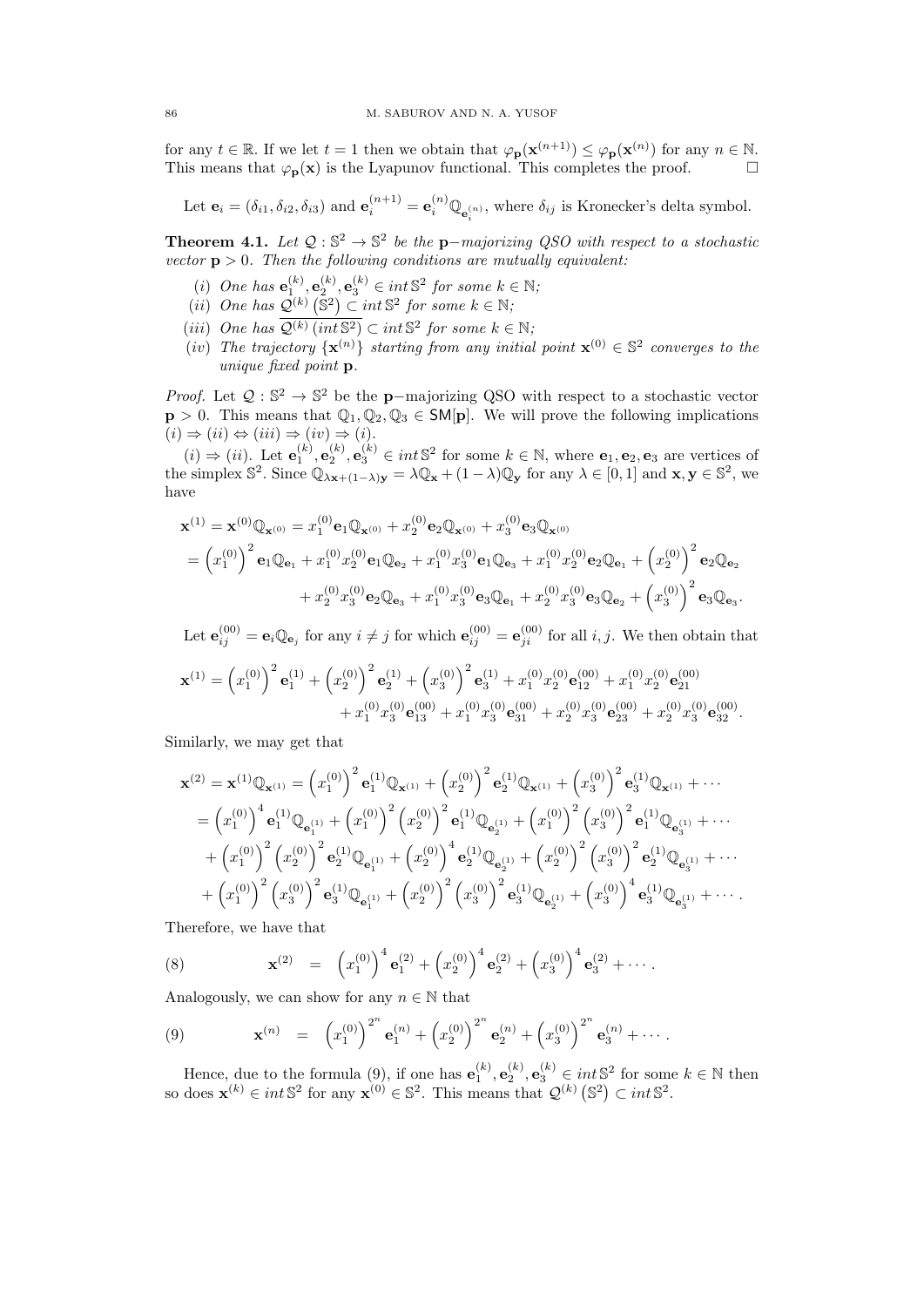for any $t \in \mathbb{R}$. If we let $t = 1$ then we obtain that $\varphi_{\mathbf{p}}(\mathbf{x}^{(n+1)}) \leq \varphi_{\mathbf{p}}(\mathbf{x}^{(n)})$ for any $n \in \mathbb{N}$. This means that $\varphi_{\mathbf{p}}(\mathbf{x})$ is the Lyapunov functional. This completes the proof. $\square$

Let $\mathbf{e}_i = (\delta_{i1}, \delta_{i2}, \delta_{i3})$ and $\mathbf{e}_i^{(n+1)} = \mathbf{e}_i^{(n)} \mathbb{Q}_{\mathbf{e}_i^{(n)}}$, where $\delta_{ij}$ is Kronecker's delta symbol.

**Theorem 4.1.** *Let $\mathcal{Q} : \mathbb{S}^2 \to \mathbb{S}^2$ be the $\mathbf{p}-$majorizing QSO with respect to a stochastic vector $\mathbf{p} > 0$. Then the following conditions are mutually equivalent:*

- *(i) One has $\mathbf{e}_1^{(k)}, \mathbf{e}_2^{(k)}, \mathbf{e}_3^{(k)} \in int\, \mathbb{S}^2$ for some $k \in \mathbb{N}$;*
- *(ii) One has $\mathcal{Q}^{(k)}\left(\mathbb{S}^2\right) \subset int\, \mathbb{S}^2$ for some $k \in \mathbb{N}$;*
- *(iii) One has $\overline{\mathcal{Q}^{(k)}\left(int\, \mathbb{S}^2\right)} \subset int\, \mathbb{S}^2$ for some $k \in \mathbb{N}$;*
- *(iv) The trajectory $\{\mathbf{x}^{(n)}\}$ starting from any initial point $\mathbf{x}^{(0)} \in \mathbb{S}^2$ converges to the unique fixed point $\mathbf{p}$.*

*Proof.* Let $\mathcal{Q} : \mathbb{S}^2 \to \mathbb{S}^2$ be the $\mathbf{p}-$majorizing QSO with respect to a stochastic vector $\mathbf{p} > 0$. This means that $\mathbb{Q}_1, \mathbb{Q}_2, \mathbb{Q}_3 \in \mathsf{SM}[\mathbf{p}]$. We will prove the following implications $(i) \Rightarrow (ii) \Leftrightarrow (iii) \Rightarrow (iv) \Rightarrow (i)$.

$(i) \Rightarrow (ii)$. Let $\mathbf{e}_1^{(k)}, \mathbf{e}_2^{(k)}, \mathbf{e}_3^{(k)} \in int\, \mathbb{S}^2$ for some $k \in \mathbb{N}$, where $\mathbf{e}_1, \mathbf{e}_2, \mathbf{e}_3$ are vertices of the simplex $\mathbb{S}^2$. Since $\mathbb{Q}_{\lambda\mathbf{x}+(1-\lambda)\mathbf{y}} = \lambda\mathbb{Q}_{\mathbf{x}} + (1-\lambda)\mathbb{Q}_{\mathbf{y}}$ for any $\lambda \in [0,1]$ and $\mathbf{x}, \mathbf{y} \in \mathbb{S}^2$, we have

$$
\begin{aligned}
\mathbf{x}^{(1)} &= \mathbf{x}^{(0)}\mathbb{Q}_{\mathbf{x}^{(0)}} = x_1^{(0)}\mathbf{e}_1\mathbb{Q}_{\mathbf{x}^{(0)}} + x_2^{(0)}\mathbf{e}_2\mathbb{Q}_{\mathbf{x}^{(0)}} + x_3^{(0)}\mathbf{e}_3\mathbb{Q}_{\mathbf{x}^{(0)}} \\
&= \left(x_1^{(0)}\right)^2\mathbf{e}_1\mathbb{Q}_{\mathbf{e}_1} + x_1^{(0)}x_2^{(0)}\mathbf{e}_1\mathbb{Q}_{\mathbf{e}_2} + x_1^{(0)}x_3^{(0)}\mathbf{e}_1\mathbb{Q}_{\mathbf{e}_3} + x_1^{(0)}x_2^{(0)}\mathbf{e}_2\mathbb{Q}_{\mathbf{e}_1} + \left(x_2^{(0)}\right)^2\mathbf{e}_2\mathbb{Q}_{\mathbf{e}_2} \\
&\quad + x_2^{(0)}x_3^{(0)}\mathbf{e}_2\mathbb{Q}_{\mathbf{e}_3} + x_1^{(0)}x_3^{(0)}\mathbf{e}_3\mathbb{Q}_{\mathbf{e}_1} + x_2^{(0)}x_3^{(0)}\mathbf{e}_3\mathbb{Q}_{\mathbf{e}_2} + \left(x_3^{(0)}\right)^2\mathbf{e}_3\mathbb{Q}_{\mathbf{e}_3}.
\end{aligned}
$$

Let $\mathbf{e}_{ij}^{(00)} = \mathbf{e}_i\mathbb{Q}_{\mathbf{e}_j}$ for any $i \neq j$ for which $\mathbf{e}_{ij}^{(00)} = \mathbf{e}_{ji}^{(00)}$ for all $i, j$. We then obtain that

$$
\begin{aligned}
\mathbf{x}^{(1)} &= \left(x_1^{(0)}\right)^2\mathbf{e}_1^{(1)} + \left(x_2^{(0)}\right)^2\mathbf{e}_2^{(1)} + \left(x_3^{(0)}\right)^2\mathbf{e}_3^{(1)} + x_1^{(0)}x_2^{(0)}\mathbf{e}_{12}^{(00)} + x_1^{(0)}x_2^{(0)}\mathbf{e}_{21}^{(00)} \\
&\quad + x_1^{(0)}x_3^{(0)}\mathbf{e}_{13}^{(00)} + x_1^{(0)}x_3^{(0)}\mathbf{e}_{31}^{(00)} + x_2^{(0)}x_3^{(0)}\mathbf{e}_{23}^{(00)} + x_2^{(0)}x_3^{(0)}\mathbf{e}_{32}^{(00)}.
\end{aligned}
$$

Similarly, we may get that

$$
\begin{aligned}
\mathbf{x}^{(2)} &= \mathbf{x}^{(1)}\mathbb{Q}_{\mathbf{x}^{(1)}} = \left(x_1^{(0)}\right)^2\mathbf{e}_1^{(1)}\mathbb{Q}_{\mathbf{x}^{(1)}} + \left(x_2^{(0)}\right)^2\mathbf{e}_2^{(1)}\mathbb{Q}_{\mathbf{x}^{(1)}} + \left(x_3^{(0)}\right)^2\mathbf{e}_3^{(1)}\mathbb{Q}_{\mathbf{x}^{(1)}} + \cdots \\
&= \left(x_1^{(0)}\right)^4\mathbf{e}_1^{(1)}\mathbb{Q}_{\mathbf{e}_1^{(1)}} + \left(x_1^{(0)}\right)^2\left(x_2^{(0)}\right)^2\mathbf{e}_1^{(1)}\mathbb{Q}_{\mathbf{e}_2^{(1)}} + \left(x_1^{(0)}\right)^2\left(x_3^{(0)}\right)^2\mathbf{e}_1^{(1)}\mathbb{Q}_{\mathbf{e}_3^{(1)}} + \cdots \\
&\quad + \left(x_1^{(0)}\right)^2\left(x_2^{(0)}\right)^2\mathbf{e}_2^{(1)}\mathbb{Q}_{\mathbf{e}_1^{(1)}} + \left(x_2^{(0)}\right)^4\mathbf{e}_2^{(1)}\mathbb{Q}_{\mathbf{e}_2^{(1)}} + \left(x_2^{(0)}\right)^2\left(x_3^{(0)}\right)^2\mathbf{e}_2^{(1)}\mathbb{Q}_{\mathbf{e}_3^{(1)}} + \cdots \\
&\quad + \left(x_1^{(0)}\right)^2\left(x_3^{(0)}\right)^2\mathbf{e}_3^{(1)}\mathbb{Q}_{\mathbf{e}_1^{(1)}} + \left(x_2^{(0)}\right)^2\left(x_3^{(0)}\right)^2\mathbf{e}_3^{(1)}\mathbb{Q}_{\mathbf{e}_2^{(1)}} + \left(x_3^{(0)}\right)^4\mathbf{e}_3^{(1)}\mathbb{Q}_{\mathbf{e}_3^{(1)}} + \cdots.
\end{aligned}
$$

Therefore, we have that

$$
\mathbf{x}^{(2)} = \left(x_1^{(0)}\right)^4\mathbf{e}_1^{(2)} + \left(x_2^{(0)}\right)^4\mathbf{e}_2^{(2)} + \left(x_3^{(0)}\right)^4\mathbf{e}_3^{(2)} + \cdots. \tag{8}
$$

Analogously, we can show for any $n \in \mathbb{N}$ that

$$
\mathbf{x}^{(n)} = \left(x_1^{(0)}\right)^{2^n}\mathbf{e}_1^{(n)} + \left(x_2^{(0)}\right)^{2^n}\mathbf{e}_2^{(n)} + \left(x_3^{(0)}\right)^{2^n}\mathbf{e}_3^{(n)} + \cdots. \tag{9}
$$

Hence, due to the formula (9), if one has $\mathbf{e}_1^{(k)}, \mathbf{e}_2^{(k)}, \mathbf{e}_3^{(k)} \in int\, \mathbb{S}^2$ for some $k \in \mathbb{N}$ then so does $\mathbf{x}^{(k)} \in int\, \mathbb{S}^2$ for any $\mathbf{x}^{(0)} \in \mathbb{S}^2$. This means that $\mathcal{Q}^{(k)}\left(\mathbb{S}^2\right) \subset int\, \mathbb{S}^2$.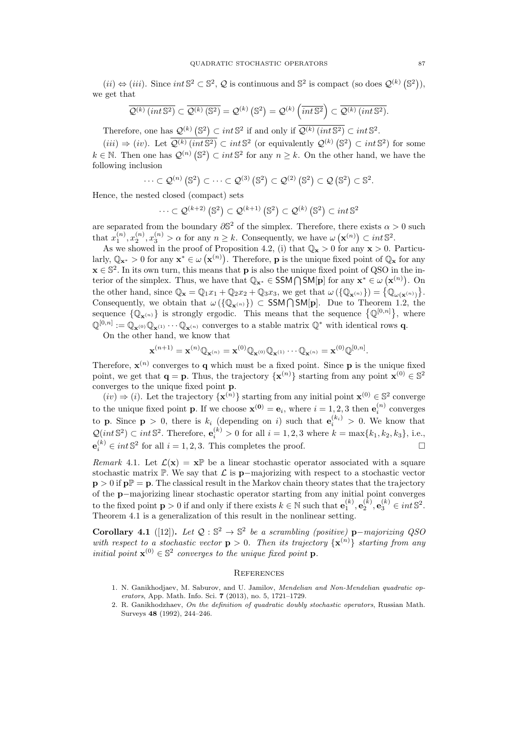$(ii) \Leftrightarrow (iii)$. Since $int\,\mathbb{S}^2 \subset \mathbb{S}^2$, $\mathcal{Q}$ is continuous and $\mathbb{S}^2$ is compact (so does $\mathcal{Q}^{(k)}\left(\mathbb{S}^2\right)$), we get that

$$\overline{\mathcal{Q}^{(k)}\left(int\,\mathbb{S}^2\right)} \subset \overline{\mathcal{Q}^{(k)}\left(\mathbb{S}^2\right)} = \mathcal{Q}^{(k)}\left(\mathbb{S}^2\right) = \mathcal{Q}^{(k)}\left(\overline{int\,\mathbb{S}^2}\right) \subset \overline{\mathcal{Q}^{(k)}\left(int\,\mathbb{S}^2\right)}.$$

Therefore, one has $\mathcal{Q}^{(k)}\left(\mathbb{S}^2\right) \subset int\,\mathbb{S}^2$ if and only if $\overline{\mathcal{Q}^{(k)}\left(int\,\mathbb{S}^2\right)} \subset int\,\mathbb{S}^2$.

$(iii) \Rightarrow (iv)$. Let $\overline{\mathcal{Q}^{(k)}\left(int\,\mathbb{S}^2\right)} \subset int\,\mathbb{S}^2$ (or equivalently $\mathcal{Q}^{(k)}\left(\mathbb{S}^2\right) \subset int\,\mathbb{S}^2$) for some $k \in \mathbb{N}$. Then one has $\mathcal{Q}^{(n)}\left(\mathbb{S}^2\right) \subset int\,\mathbb{S}^2$ for any $n \geq k$. On the other hand, we have the following inclusion

$$\cdots \subset \mathcal{Q}^{(n)}\left(\mathbb{S}^2\right) \subset \cdots \subset \mathcal{Q}^{(3)}\left(\mathbb{S}^2\right) \subset \mathcal{Q}^{(2)}\left(\mathbb{S}^2\right) \subset \mathcal{Q}\left(\mathbb{S}^2\right) \subset \mathbb{S}^2.$$

Hence, the nested closed (compact) sets

$$\cdots \subset \mathcal{Q}^{(k+2)}\left(\mathbb{S}^2\right) \subset \mathcal{Q}^{(k+1)}\left(\mathbb{S}^2\right) \subset \mathcal{Q}^{(k)}\left(\mathbb{S}^2\right) \subset int\,\mathbb{S}^2$$

are separated from the boundary $\partial\mathbb{S}^2$ of the simplex. Therefore, there exists $\alpha > 0$ such that $x_1^{(n)}, x_2^{(n)}, x_3^{(n)} > \alpha$ for any $n \geq k$. Consequently, we have $\omega\left(\mathbf{x}^{(n)}\right) \subset int\,\mathbb{S}^2$.

As we showed in the proof of Proposition 4.2, (i) that $\mathbb{Q}_{\mathbf{x}} > 0$ for any $\mathbf{x} > 0$. Particularly, $\mathbb{Q}_{\mathbf{x}^*} > 0$ for any $\mathbf{x}^* \in \omega\left(\mathbf{x}^{(n)}\right)$. Therefore, $\mathbf{p}$ is the unique fixed point of $\mathbb{Q}_{\mathbf{x}}$ for any $\mathbf{x} \in \mathbb{S}^2$. In its own turn, this means that $\mathbf{p}$ is also the unique fixed point of QSO in the interior of the simplex. Thus, we have that $\mathbb{Q}_{\mathbf{x}^*} \in \mathsf{SSM}\bigcap\mathsf{SM}[\mathbf{p}]$ for any $\mathbf{x}^* \in \omega\left(\mathbf{x}^{(n)}\right)$. On the other hand, since $\mathbb{Q}_{\mathbf{x}} = \mathbb{Q}_1 x_1 + \mathbb{Q}_2 x_2 + \mathbb{Q}_3 x_3$, we get that $\omega\left(\{\mathbb{Q}_{\mathbf{x}^{(n)}}\}\right) = \left\{\mathbb{Q}_{\omega(\mathbf{x}^{(n)})}\right\}$. Consequently, we obtain that $\omega\left(\{\mathbb{Q}_{\mathbf{x}^{(n)}}\}\right) \subset \mathsf{SSM}\bigcap\mathsf{SM}[\mathbf{p}]$. Due to Theorem 1.2, the sequence $\{\mathbb{Q}_{\mathbf{x}^{(n)}}\}$ is strongly ergodic. This means that the sequence $\left\{\mathbb{Q}^{[0,n]}\right\}$, where $\mathbb{Q}^{[0,n]} := \mathbb{Q}_{\mathbf{x}^{(0)}}\mathbb{Q}_{\mathbf{x}^{(1)}} \cdots \mathbb{Q}_{\mathbf{x}^{(n)}}$ converges to a stable matrix $\mathbb{Q}^*$ with identical rows $\mathbf{q}$.

On the other hand, we know that

$$\mathbf{x}^{(n+1)} = \mathbf{x}^{(n)}\mathbb{Q}_{\mathbf{x}^{(n)}} = \mathbf{x}^{(0)}\mathbb{Q}_{\mathbf{x}^{(0)}}\mathbb{Q}_{\mathbf{x}^{(1)}} \cdots \mathbb{Q}_{\mathbf{x}^{(n)}} = \mathbf{x}^{(0)}\mathbb{Q}^{[0,n]}.$$

Therefore, $\mathbf{x}^{(n)}$ converges to $\mathbf{q}$ which must be a fixed point. Since $\mathbf{p}$ is the unique fixed point, we get that $\mathbf{q} = \mathbf{p}$. Thus, the trajectory $\{\mathbf{x}^{(n)}\}$ starting from any point $\mathbf{x}^{(0)} \in \mathbb{S}^2$ converges to the unique fixed point $\mathbf{p}$.

$(iv) \Rightarrow (i)$. Let the trajectory $\{\mathbf{x}^{(n)}\}$ starting from any initial point $\mathbf{x}^{(0)} \in \mathbb{S}^2$ converge to the unique fixed point $\mathbf{p}$. If we choose $\mathbf{x}^{(\mathbf{0})} = \mathbf{e}_i$, where $i = 1, 2, 3$ then $\mathbf{e}_i^{(n)}$ converges to $\mathbf{p}$. Since $\mathbf{p} > 0$, there is $k_i$ (depending on $i$) such that $\mathbf{e}_i^{(k_i)} > 0$. We know that $\mathcal{Q}(int\,\mathbb{S}^2) \subset int\,\mathbb{S}^2$. Therefore, $\mathbf{e}_i^{(k)} > 0$ for all $i = 1, 2, 3$ where $k = \max\{k_1, k_2, k_3\}$, i.e., $\mathbf{e}_i^{(k)} \in int\,\mathbb{S}^2$ for all $i = 1, 2, 3$. This completes the proof. □

*Remark* 4.1. Let $\mathcal{L}(\mathbf{x}) = \mathbf{x}\mathbb{P}$ be a linear stochastic operator associated with a square stochastic matrix $\mathbb{P}$. We say that $\mathcal{L}$ is $\mathbf{p}-$majorizing with respect to a stochastic vector $\mathbf{p} > 0$ if $\mathbf{p}\mathbb{P} = \mathbf{p}$. The classical result in the Markov chain theory states that the trajectory of the $\mathbf{p}-$majorizing linear stochastic operator starting from any initial point converges to the fixed point $\mathbf{p} > 0$ if and only if there exists $k \in \mathbb{N}$ such that $\mathbf{e}_1^{(k)}, \mathbf{e}_2^{(k)}, \mathbf{e}_3^{(k)} \in int\,\mathbb{S}^2$. Theorem 4.1 is a generalization of this result in the nonlinear setting.

**Corollary 4.1** ([12])**.** *Let $\mathcal{Q} : \mathbb{S}^2 \to \mathbb{S}^2$ be a scrambling (positive) $\mathbf{p}-$majorizing QSO with respect to a stochastic vector $\mathbf{p} > 0$. Then its trajectory $\{\mathbf{x}^{(n)}\}$ starting from any initial point $\mathbf{x}^{(0)} \in \mathbb{S}^2$ converges to the unique fixed point $\mathbf{p}$.*

## References

1. N. Ganikhodjaev, M. Saburov, and U. Jamilov, *Mendelian and Non-Mendelian quadratic operators*, App. Math. Info. Sci. **7** (2013), no. 5, 1721–1729.
2. R. Ganikhodzhaev, *On the definition of quadratic doubly stochastic operators*, Russian Math. Surveys **48** (1992), 244–246.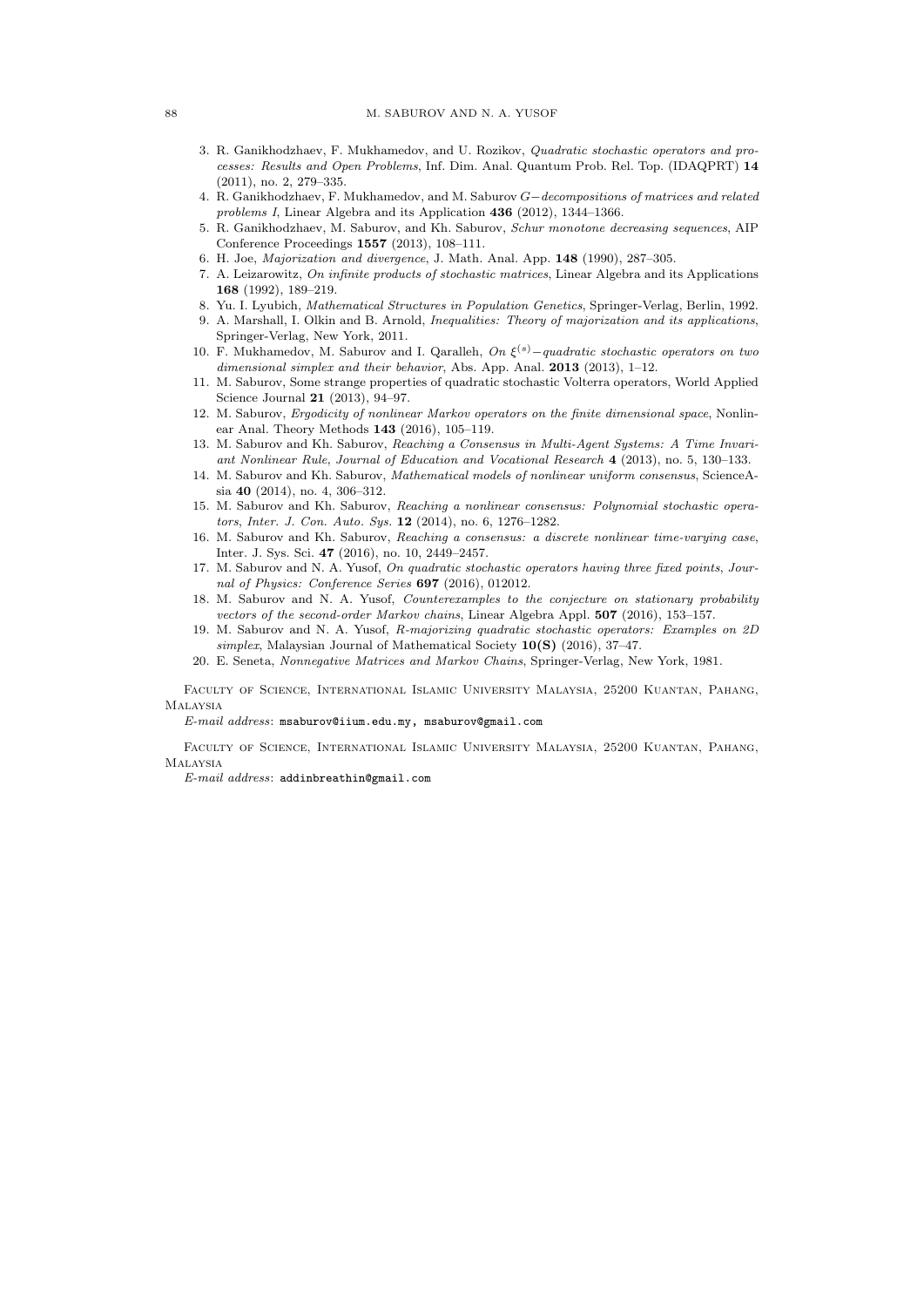3. R. Ganikhodzhaev, F. Mukhamedov, and U. Rozikov, *Quadratic stochastic operators and processes: Results and Open Problems*, Inf. Dim. Anal. Quantum Prob. Rel. Top. (IDAQPRT) **14** (2011), no. 2, 279–335.
4. R. Ganikhodzhaev, F. Mukhamedov, and M. Saburov *G−decompositions of matrices and related problems I*, Linear Algebra and its Application **436** (2012), 1344–1366.
5. R. Ganikhodzhaev, M. Saburov, and Kh. Saburov, *Schur monotone decreasing sequences*, AIP Conference Proceedings **1557** (2013), 108–111.
6. H. Joe, *Majorization and divergence*, J. Math. Anal. App. **148** (1990), 287–305.
7. A. Leizarowitz, *On infinite products of stochastic matrices*, Linear Algebra and its Applications **168** (1992), 189–219.
8. Yu. I. Lyubich, *Mathematical Structures in Population Genetics*, Springer-Verlag, Berlin, 1992.
9. A. Marshall, I. Olkin and B. Arnold, *Inequalities: Theory of majorization and its applications*, Springer-Verlag, New York, 2011.
10. F. Mukhamedov, M. Saburov and I. Qaralleh, *On $\xi^{(s)}$−quadratic stochastic operators on two dimensional simplex and their behavior*, Abs. App. Anal. **2013** (2013), 1–12.
11. M. Saburov, Some strange properties of quadratic stochastic Volterra operators, World Applied Science Journal **21** (2013), 94–97.
12. M. Saburov, *Ergodicity of nonlinear Markov operators on the finite dimensional space*, Nonlinear Anal. Theory Methods **143** (2016), 105–119.
13. M. Saburov and Kh. Saburov, *Reaching a Consensus in Multi-Agent Systems: A Time Invariant Nonlinear Rule*, *Journal of Education and Vocational Research* **4** (2013), no. 5, 130–133.
14. M. Saburov and Kh. Saburov, *Mathematical models of nonlinear uniform consensus*, ScienceAsia **40** (2014), no. 4, 306–312.
15. M. Saburov and Kh. Saburov, *Reaching a nonlinear consensus: Polynomial stochastic operators*, *Inter. J. Con. Auto. Sys.* **12** (2014), no. 6, 1276–1282.
16. M. Saburov and Kh. Saburov, *Reaching a consensus: a discrete nonlinear time-varying case*, Inter. J. Sys. Sci. **47** (2016), no. 10, 2449–2457.
17. M. Saburov and N. A. Yusof, *On quadratic stochastic operators having three fixed points*, *Journal of Physics: Conference Series* **697** (2016), 012012.
18. M. Saburov and N. A. Yusof, *Counterexamples to the conjecture on stationary probability vectors of the second-order Markov chains*, Linear Algebra Appl. **507** (2016), 153–157.
19. M. Saburov and N. A. Yusof, *R-majorizing quadratic stochastic operators: Examples on 2D simplex*, Malaysian Journal of Mathematical Society **10(S)** (2016), 37–47.
20. E. Seneta, *Nonnegative Matrices and Markov Chains*, Springer-Verlag, New York, 1981.

Faculty of Science, International Islamic University Malaysia, 25200 Kuantan, Pahang, Malaysia

*E-mail address*: msaburov@iium.edu.my, msaburov@gmail.com

Faculty of Science, International Islamic University Malaysia, 25200 Kuantan, Pahang, Malaysia

*E-mail address*: addinbreathin@gmail.com